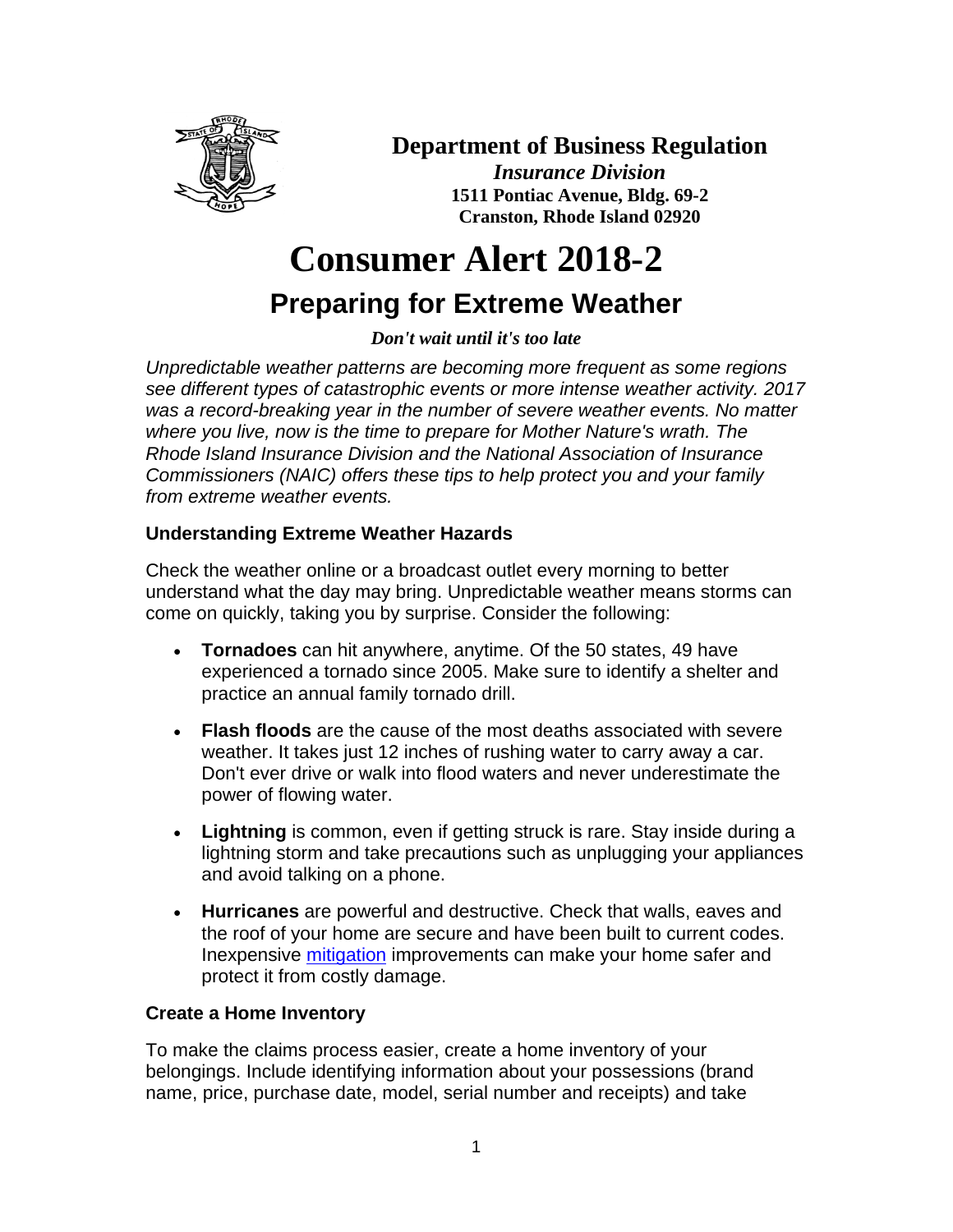**Department of Business Regulation**

***Insurance Division***

**1511 Pontiac Avenue, Bldg. 69-2**

**Cranston, Rhode Island 02920**

# Consumer Alert 2018-2

## Preparing for Extreme Weather

***Don't wait until it's too late***

*Unpredictable weather patterns are becoming more frequent as some regions see different types of catastrophic events or more intense weather activity. 2017 was a record-breaking year in the number of severe weather events. No matter where you live, now is the time to prepare for Mother Nature's wrath. The Rhode Island Insurance Division and the National Association of Insurance Commissioners (NAIC) offers these tips to help protect you and your family from extreme weather events.*

### Understanding Extreme Weather Hazards

Check the weather online or a broadcast outlet every morning to better understand what the day may bring. Unpredictable weather means storms can come on quickly, taking you by surprise. Consider the following:

- **Tornadoes** can hit anywhere, anytime. Of the 50 states, 49 have experienced a tornado since 2005. Make sure to identify a shelter and practice an annual family tornado drill.
- **Flash floods** are the cause of the most deaths associated with severe weather. It takes just 12 inches of rushing water to carry away a car. Don't ever drive or walk into flood waters and never underestimate the power of flowing water.
- **Lightning** is common, even if getting struck is rare. Stay inside during a lightning storm and take precautions such as unplugging your appliances and avoid talking on a phone.
- **Hurricanes** are powerful and destructive. Check that walls, eaves and the roof of your home are secure and have been built to current codes. Inexpensive mitigation improvements can make your home safer and protect it from costly damage.

### Create a Home Inventory

To make the claims process easier, create a home inventory of your belongings. Include identifying information about your possessions (brand name, price, purchase date, model, serial number and receipts) and take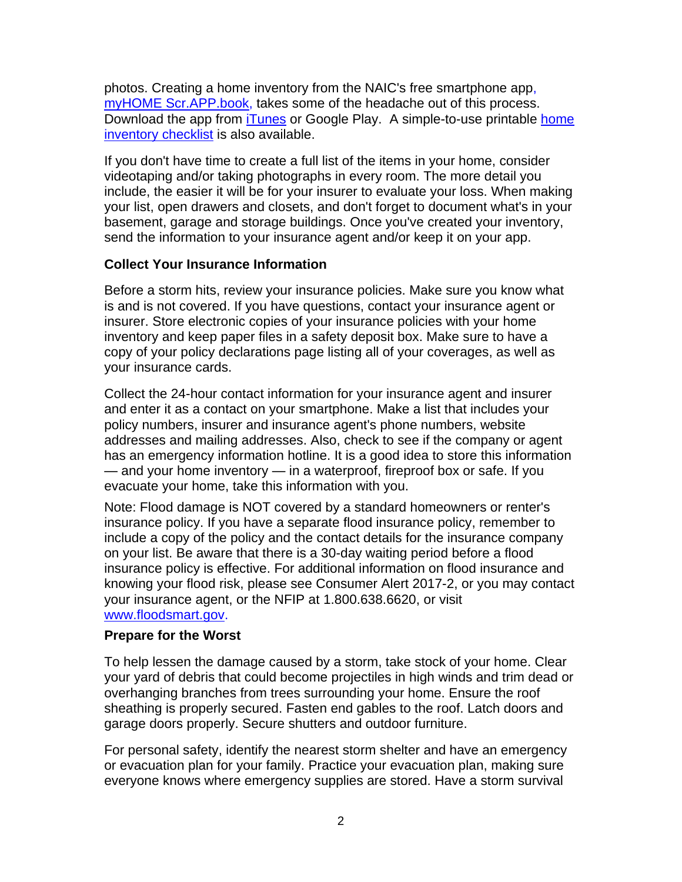photos. Creating a home inventory from the NAIC's free smartphone app, myHOME Scr.APP.book, takes some of the headache out of this process. Download the app from iTunes or Google Play. A simple-to-use printable home inventory checklist is also available.

If you don't have time to create a full list of the items in your home, consider videotaping and/or taking photographs in every room. The more detail you include, the easier it will be for your insurer to evaluate your loss. When making your list, open drawers and closets, and don't forget to document what's in your basement, garage and storage buildings. Once you've created your inventory, send the information to your insurance agent and/or keep it on your app.

**Collect Your Insurance Information**

Before a storm hits, review your insurance policies. Make sure you know what is and is not covered. If you have questions, contact your insurance agent or insurer. Store electronic copies of your insurance policies with your home inventory and keep paper files in a safety deposit box. Make sure to have a copy of your policy declarations page listing all of your coverages, as well as your insurance cards.

Collect the 24-hour contact information for your insurance agent and insurer and enter it as a contact on your smartphone. Make a list that includes your policy numbers, insurer and insurance agent's phone numbers, website addresses and mailing addresses. Also, check to see if the company or agent has an emergency information hotline. It is a good idea to store this information — and your home inventory — in a waterproof, fireproof box or safe. If you evacuate your home, take this information with you.

Note: Flood damage is NOT covered by a standard homeowners or renter's insurance policy. If you have a separate flood insurance policy, remember to include a copy of the policy and the contact details for the insurance company on your list. Be aware that there is a 30-day waiting period before a flood insurance policy is effective. For additional information on flood insurance and knowing your flood risk, please see Consumer Alert 2017-2, or you may contact your insurance agent, or the NFIP at 1.800.638.6620, or visit www.floodsmart.gov.

**Prepare for the Worst**

To help lessen the damage caused by a storm, take stock of your home. Clear your yard of debris that could become projectiles in high winds and trim dead or overhanging branches from trees surrounding your home. Ensure the roof sheathing is properly secured. Fasten end gables to the roof. Latch doors and garage doors properly. Secure shutters and outdoor furniture.

For personal safety, identify the nearest storm shelter and have an emergency or evacuation plan for your family. Practice your evacuation plan, making sure everyone knows where emergency supplies are stored. Have a storm survival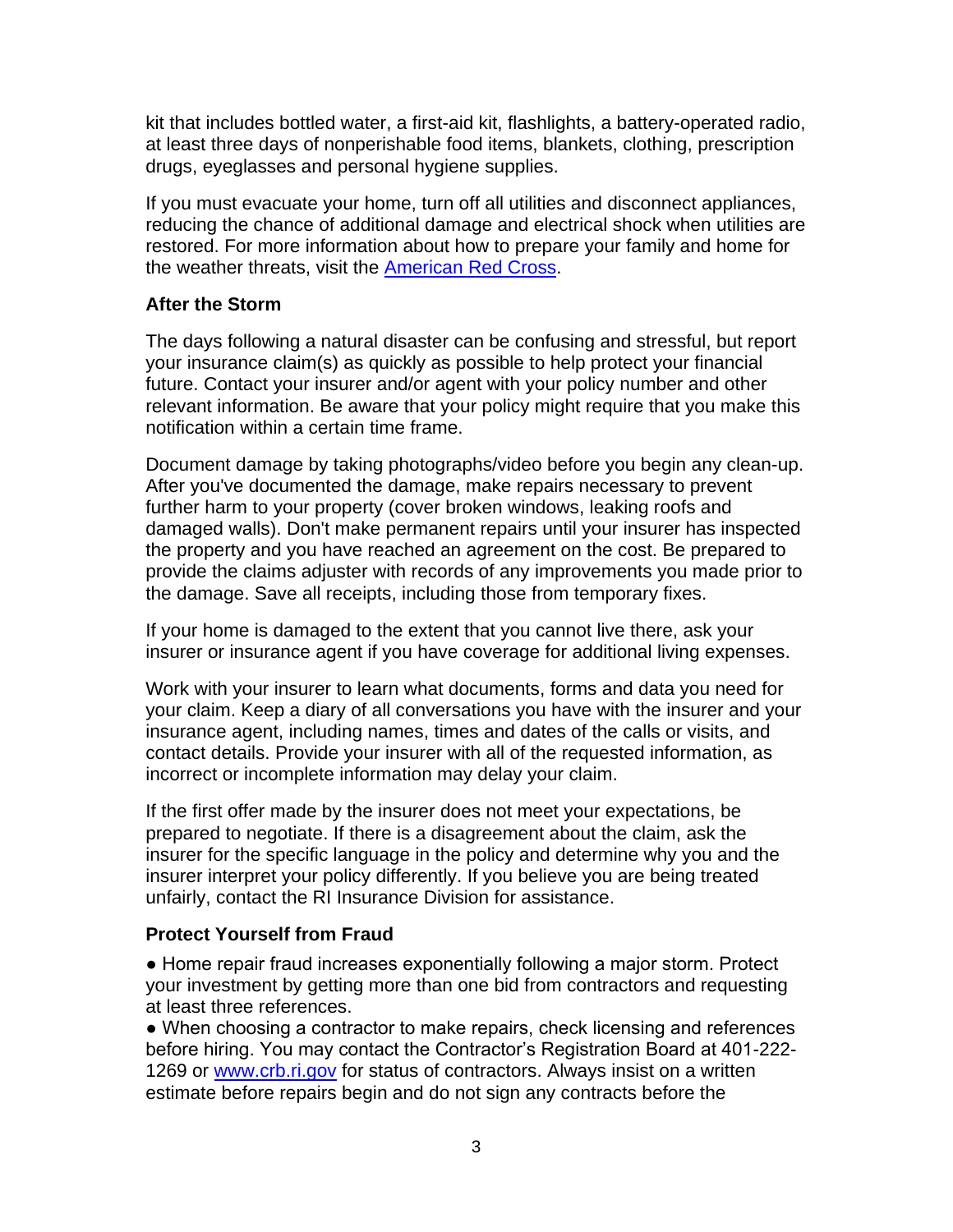kit that includes bottled water, a first-aid kit, flashlights, a battery-operated radio, at least three days of nonperishable food items, blankets, clothing, prescription drugs, eyeglasses and personal hygiene supplies.

If you must evacuate your home, turn off all utilities and disconnect appliances, reducing the chance of additional damage and electrical shock when utilities are restored. For more information about how to prepare your family and home for the weather threats, visit the [American Red Cross](#).

### After the Storm

The days following a natural disaster can be confusing and stressful, but report your insurance claim(s) as quickly as possible to help protect your financial future. Contact your insurer and/or agent with your policy number and other relevant information. Be aware that your policy might require that you make this notification within a certain time frame.

Document damage by taking photographs/video before you begin any clean-up. After you've documented the damage, make repairs necessary to prevent further harm to your property (cover broken windows, leaking roofs and damaged walls). Don't make permanent repairs until your insurer has inspected the property and you have reached an agreement on the cost. Be prepared to provide the claims adjuster with records of any improvements you made prior to the damage. Save all receipts, including those from temporary fixes.

If your home is damaged to the extent that you cannot live there, ask your insurer or insurance agent if you have coverage for additional living expenses.

Work with your insurer to learn what documents, forms and data you need for your claim. Keep a diary of all conversations you have with the insurer and your insurance agent, including names, times and dates of the calls or visits, and contact details. Provide your insurer with all of the requested information, as incorrect or incomplete information may delay your claim.

If the first offer made by the insurer does not meet your expectations, be prepared to negotiate. If there is a disagreement about the claim, ask the insurer for the specific language in the policy and determine why you and the insurer interpret your policy differently. If you believe you are being treated unfairly, contact the RI Insurance Division for assistance.

### Protect Yourself from Fraud

- Home repair fraud increases exponentially following a major storm. Protect your investment by getting more than one bid from contractors and requesting at least three references.
- When choosing a contractor to make repairs, check licensing and references before hiring. You may contact the Contractor's Registration Board at 401-222-1269 or [www.crb.ri.gov](http://www.crb.ri.gov) for status of contractors. Always insist on a written estimate before repairs begin and do not sign any contracts before the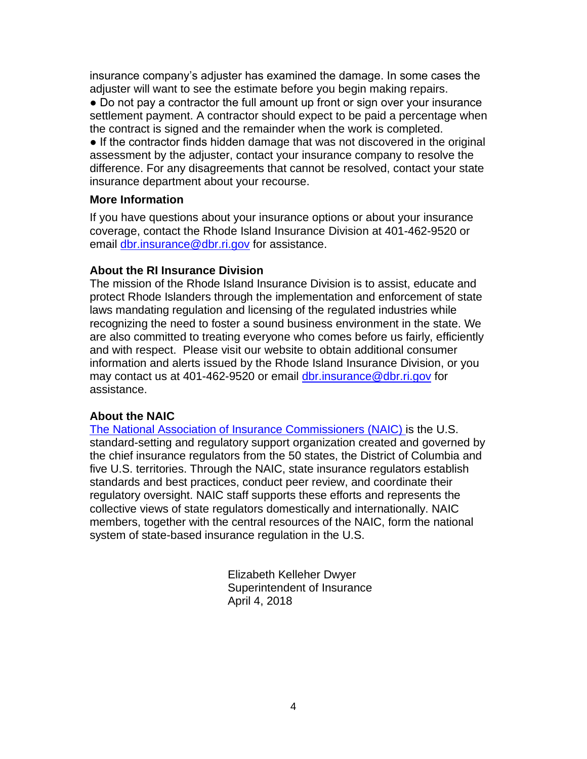insurance company's adjuster has examined the damage. In some cases the adjuster will want to see the estimate before you begin making repairs.

- Do not pay a contractor the full amount up front or sign over your insurance settlement payment. A contractor should expect to be paid a percentage when the contract is signed and the remainder when the work is completed.
- If the contractor finds hidden damage that was not discovered in the original assessment by the adjuster, contact your insurance company to resolve the difference. For any disagreements that cannot be resolved, contact your state insurance department about your recourse.

**More Information**

If you have questions about your insurance options or about your insurance coverage, contact the Rhode Island Insurance Division at 401-462-9520 or email dbr.insurance@dbr.ri.gov for assistance.

**About the RI Insurance Division**

The mission of the Rhode Island Insurance Division is to assist, educate and protect Rhode Islanders through the implementation and enforcement of state laws mandating regulation and licensing of the regulated industries while recognizing the need to foster a sound business environment in the state. We are also committed to treating everyone who comes before us fairly, efficiently and with respect. Please visit our website to obtain additional consumer information and alerts issued by the Rhode Island Insurance Division, or you may contact us at 401-462-9520 or email dbr.insurance@dbr.ri.gov for assistance.

**About the NAIC**

The National Association of Insurance Commissioners (NAIC) is the U.S. standard-setting and regulatory support organization created and governed by the chief insurance regulators from the 50 states, the District of Columbia and five U.S. territories. Through the NAIC, state insurance regulators establish standards and best practices, conduct peer review, and coordinate their regulatory oversight. NAIC staff supports these efforts and represents the collective views of state regulators domestically and internationally. NAIC members, together with the central resources of the NAIC, form the national system of state-based insurance regulation in the U.S.

Elizabeth Kelleher Dwyer
Superintendent of Insurance
April 4, 2018